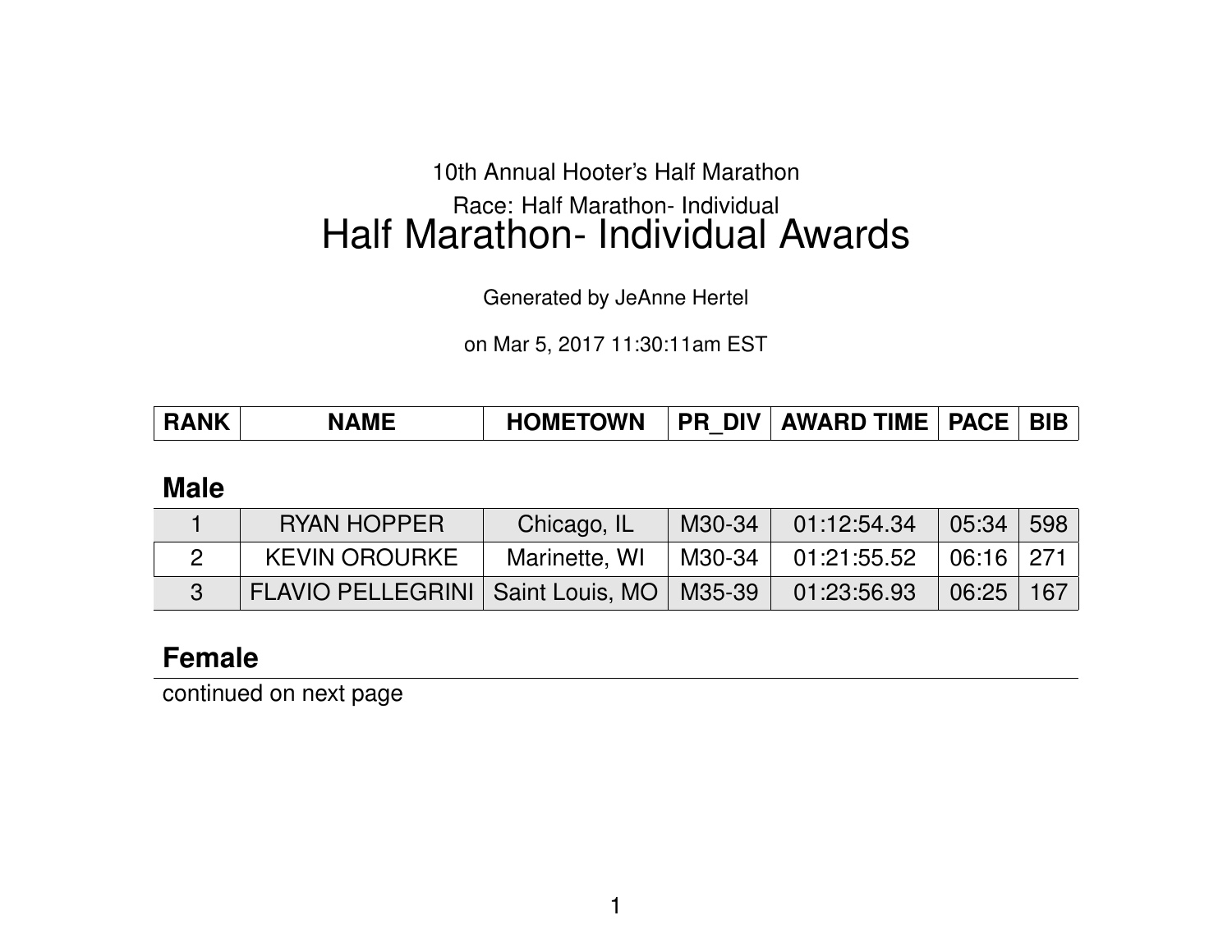10th Annual Hooter's Half Marathon

Race: Half Marathon- Individual

# Half Marathon- Individual Awards

Generated by JeAnne Hertel

on Mar 5, 2017 11:30:11am EST

| RANK | NAME | HOMETOWN | PR_DIV | AWARD TIME | PACE | BIB |
|---|---|---|---|---|---|---|

## Male

| RANK | NAME | HOMETOWN | PR_DIV | AWARD TIME | PACE | BIB |
|---|---|---|---|---|---|---|
| 1 | RYAN HOPPER | Chicago, IL | M30-34 | 01:12:54.34 | 05:34 | 598 |
| 2 | KEVIN OROURKE | Marinette, WI | M30-34 | 01:21:55.52 | 06:16 | 271 |
| 3 | FLAVIO PELLEGRINI | Saint Louis, MO | M35-39 | 01:23:56.93 | 06:25 | 167 |

## Female

continued on next page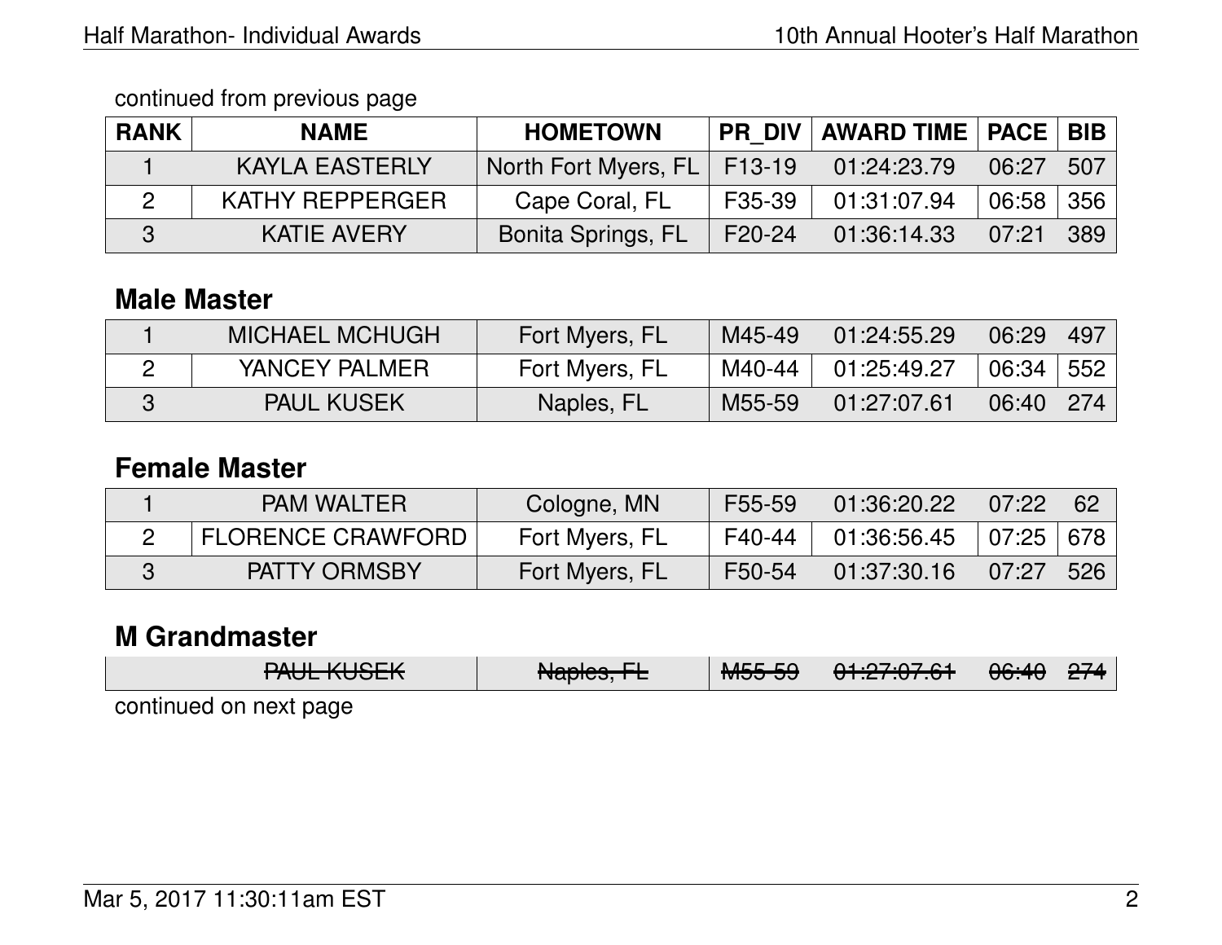continued from previous page

| RANK | NAME | HOMETOWN | PR_DIV | AWARD TIME | PACE | BIB |
|---|---|---|---|---|---|---|
| 1 | KAYLA EASTERLY | North Fort Myers, FL | F13-19 | 01:24:23.79 | 06:27 | 507 |
| 2 | KATHY REPPERGER | Cape Coral, FL | F35-39 | 01:31:07.94 | 06:58 | 356 |
| 3 | KATIE AVERY | Bonita Springs, FL | F20-24 | 01:36:14.33 | 07:21 | 389 |

## Male Master

| RANK | NAME | HOMETOWN | PR_DIV | AWARD TIME | PACE | BIB |
|---|---|---|---|---|---|---|
| 1 | MICHAEL MCHUGH | Fort Myers, FL | M45-49 | 01:24:55.29 | 06:29 | 497 |
| 2 | YANCEY PALMER | Fort Myers, FL | M40-44 | 01:25:49.27 | 06:34 | 552 |
| 3 | PAUL KUSEK | Naples, FL | M55-59 | 01:27:07.61 | 06:40 | 274 |

## Female Master

| RANK | NAME | HOMETOWN | PR_DIV | AWARD TIME | PACE | BIB |
|---|---|---|---|---|---|---|
| 1 | PAM WALTER | Cologne, MN | F55-59 | 01:36:20.22 | 07:22 | 62 |
| 2 | FLORENCE CRAWFORD | Fort Myers, FL | F40-44 | 01:36:56.45 | 07:25 | 678 |
| 3 | PATTY ORMSBY | Fort Myers, FL | F50-54 | 01:37:30.16 | 07:27 | 526 |

## M Grandmaster

| RANK | NAME | HOMETOWN | PR_DIV | AWARD TIME | PACE | BIB |
|---|---|---|---|---|---|---|
| | ~~PAUL KUSEK~~ | ~~Naples, FL~~ | ~~M55-59~~ | ~~01:27:07.61~~ | ~~06:40~~ | ~~274~~ |

continued on next page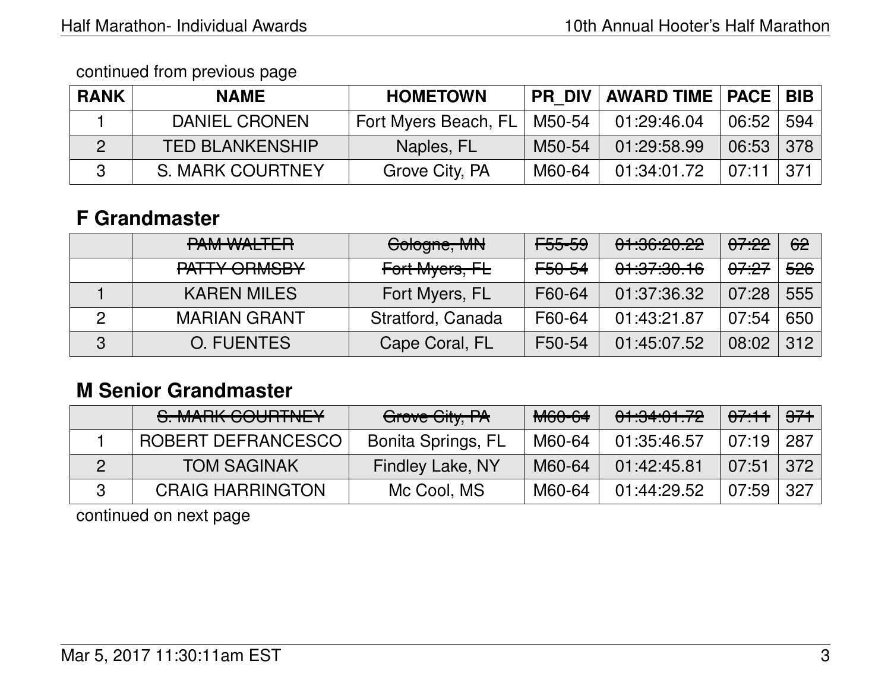continued from previous page

| RANK | NAME | HOMETOWN | PR_DIV | AWARD TIME | PACE | BIB |
|---|---|---|---|---|---|---|
| 1 | DANIEL CRONEN | Fort Myers Beach, FL | M50-54 | 01:29:46.04 | 06:52 | 594 |
| 2 | TED BLANKENSHIP | Naples, FL | M50-54 | 01:29:58.99 | 06:53 | 378 |
| 3 | S. MARK COURTNEY | Grove City, PA | M60-64 | 01:34:01.72 | 07:11 | 371 |

## F Grandmaster

| RANK | NAME | HOMETOWN | PR_DIV | AWARD TIME | PACE | BIB |
|---|---|---|---|---|---|---|
| | ~~PAM WALTER~~ | ~~Cologne, MN~~ | ~~F55-59~~ | ~~01:36:20.22~~ | ~~07:22~~ | ~~62~~ |
| | ~~PATTY ORMSBY~~ | ~~Fort Myers, FL~~ | ~~F50-54~~ | ~~01:37:30.16~~ | ~~07:27~~ | ~~526~~ |
| 1 | KAREN MILES | Fort Myers, FL | F60-64 | 01:37:36.32 | 07:28 | 555 |
| 2 | MARIAN GRANT | Stratford, Canada | F60-64 | 01:43:21.87 | 07:54 | 650 |
| 3 | O. FUENTES | Cape Coral, FL | F50-54 | 01:45:07.52 | 08:02 | 312 |

## M Senior Grandmaster

| RANK | NAME | HOMETOWN | PR_DIV | AWARD TIME | PACE | BIB |
|---|---|---|---|---|---|---|
| | ~~S. MARK COURTNEY~~ | ~~Grove City, PA~~ | ~~M60-64~~ | ~~01:34:01.72~~ | ~~07:11~~ | ~~371~~ |
| 1 | ROBERT DEFRANCESCO | Bonita Springs, FL | M60-64 | 01:35:46.57 | 07:19 | 287 |
| 2 | TOM SAGINAK | Findley Lake, NY | M60-64 | 01:42:45.81 | 07:51 | 372 |
| 3 | CRAIG HARRINGTON | Mc Cool, MS | M60-64 | 01:44:29.52 | 07:59 | 327 |

continued on next page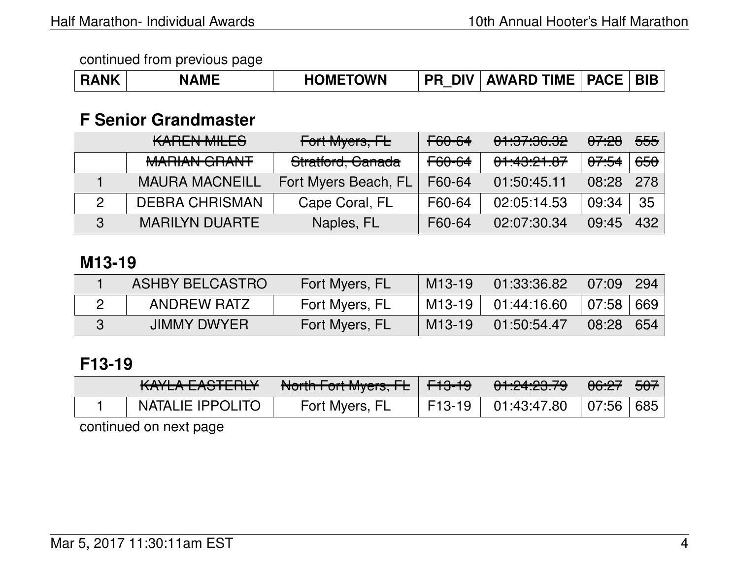continued from previous page

## F Senior Grandmaster

| RANK | NAME | HOMETOWN | PR_DIV | AWARD TIME | PACE | BIB |
|---|---|---|---|---|---|---|
| | ~~KAREN MILES~~ | ~~Fort Myers, FL~~ | ~~F60-64~~ | ~~01:37:36.32~~ | ~~07:28~~ | ~~555~~ |
| | ~~MARIAN GRANT~~ | ~~Stratford, Canada~~ | ~~F60-64~~ | ~~01:43:21.87~~ | ~~07:54~~ | ~~650~~ |
| 1 | MAURA MACNEILL | Fort Myers Beach, FL | F60-64 | 01:50:45.11 | 08:28 | 278 |
| 2 | DEBRA CHRISMAN | Cape Coral, FL | F60-64 | 02:05:14.53 | 09:34 | 35 |
| 3 | MARILYN DUARTE | Naples, FL | F60-64 | 02:07:30.34 | 09:45 | 432 |

## M13-19

| RANK | NAME | HOMETOWN | PR_DIV | AWARD TIME | PACE | BIB |
|---|---|---|---|---|---|---|
| 1 | ASHBY BELCASTRO | Fort Myers, FL | M13-19 | 01:33:36.82 | 07:09 | 294 |
| 2 | ANDREW RATZ | Fort Myers, FL | M13-19 | 01:44:16.60 | 07:58 | 669 |
| 3 | JIMMY DWYER | Fort Myers, FL | M13-19 | 01:50:54.47 | 08:28 | 654 |

## F13-19

| RANK | NAME | HOMETOWN | PR_DIV | AWARD TIME | PACE | BIB |
|---|---|---|---|---|---|---|
| | ~~KAYLA EASTERLY~~ | ~~North Fort Myers, FL~~ | ~~F13-19~~ | ~~01:24:23.79~~ | ~~06:27~~ | ~~507~~ |
| 1 | NATALIE IPPOLITO | Fort Myers, FL | F13-19 | 01:43:47.80 | 07:56 | 685 |

continued on next page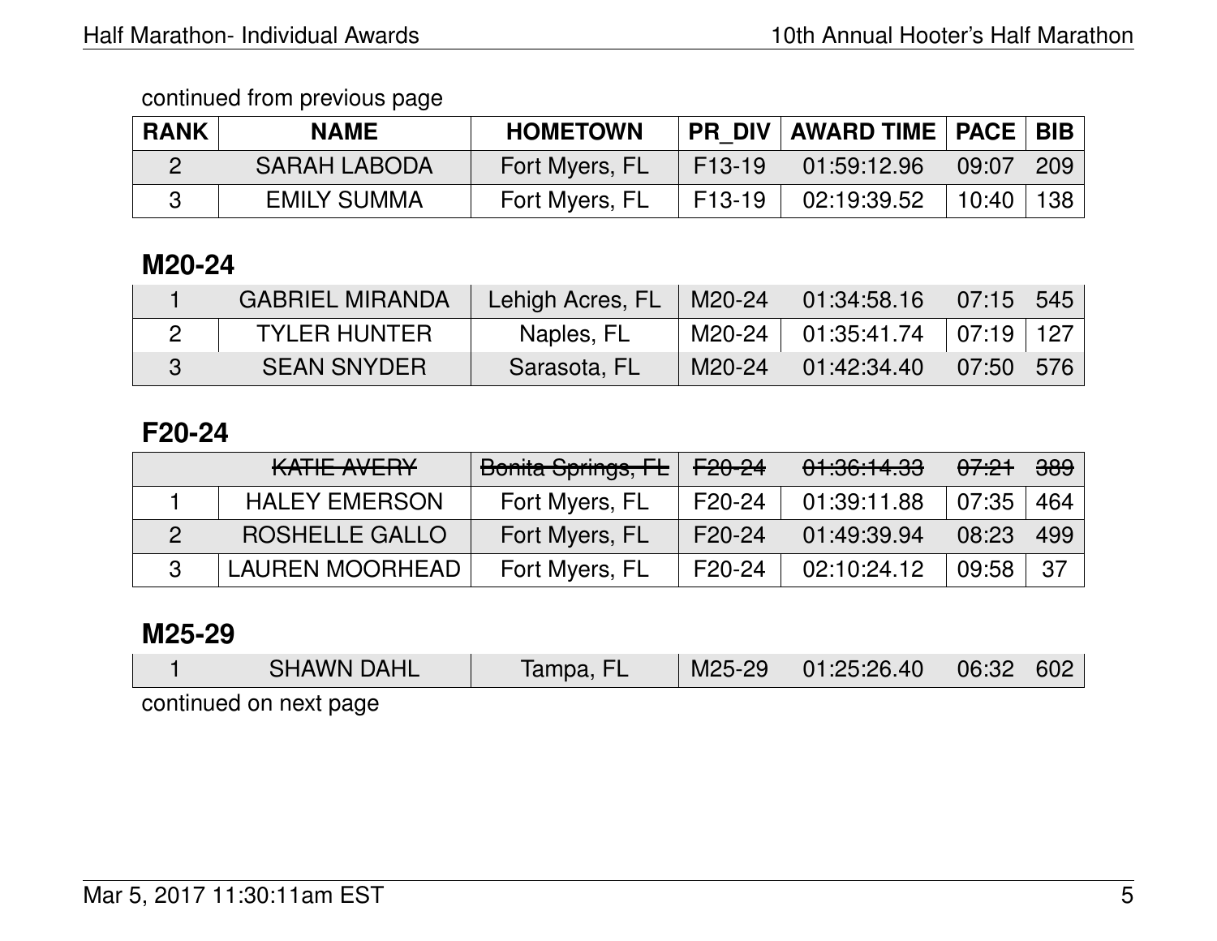continued from previous page

| RANK | NAME | HOMETOWN | PR_DIV | AWARD TIME | PACE | BIB |
|---|---|---|---|---|---|---|
| 2 | SARAH LABODA | Fort Myers, FL | F13-19 | 01:59:12.96 | 09:07 | 209 |
| 3 | EMILY SUMMA | Fort Myers, FL | F13-19 | 02:19:39.52 | 10:40 | 138 |

## M20-24

| RANK | NAME | HOMETOWN | PR_DIV | AWARD TIME | PACE | BIB |
|---|---|---|---|---|---|---|
| 1 | GABRIEL MIRANDA | Lehigh Acres, FL | M20-24 | 01:34:58.16 | 07:15 | 545 |
| 2 | TYLER HUNTER | Naples, FL | M20-24 | 01:35:41.74 | 07:19 | 127 |
| 3 | SEAN SNYDER | Sarasota, FL | M20-24 | 01:42:34.40 | 07:50 | 576 |

## F20-24

| RANK | NAME | HOMETOWN | PR_DIV | AWARD TIME | PACE | BIB |
|---|---|---|---|---|---|---|
| | ~~KATIE AVERY~~ | ~~Bonita Springs, FL~~ | ~~F20-24~~ | ~~01:36:14.33~~ | ~~07:21~~ | ~~389~~ |
| 1 | HALEY EMERSON | Fort Myers, FL | F20-24 | 01:39:11.88 | 07:35 | 464 |
| 2 | ROSHELLE GALLO | Fort Myers, FL | F20-24 | 01:49:39.94 | 08:23 | 499 |
| 3 | LAUREN MOORHEAD | Fort Myers, FL | F20-24 | 02:10:24.12 | 09:58 | 37 |

## M25-29

| RANK | NAME | HOMETOWN | PR_DIV | AWARD TIME | PACE | BIB |
|---|---|---|---|---|---|---|
| 1 | SHAWN DAHL | Tampa, FL | M25-29 | 01:25:26.40 | 06:32 | 602 |

continued on next page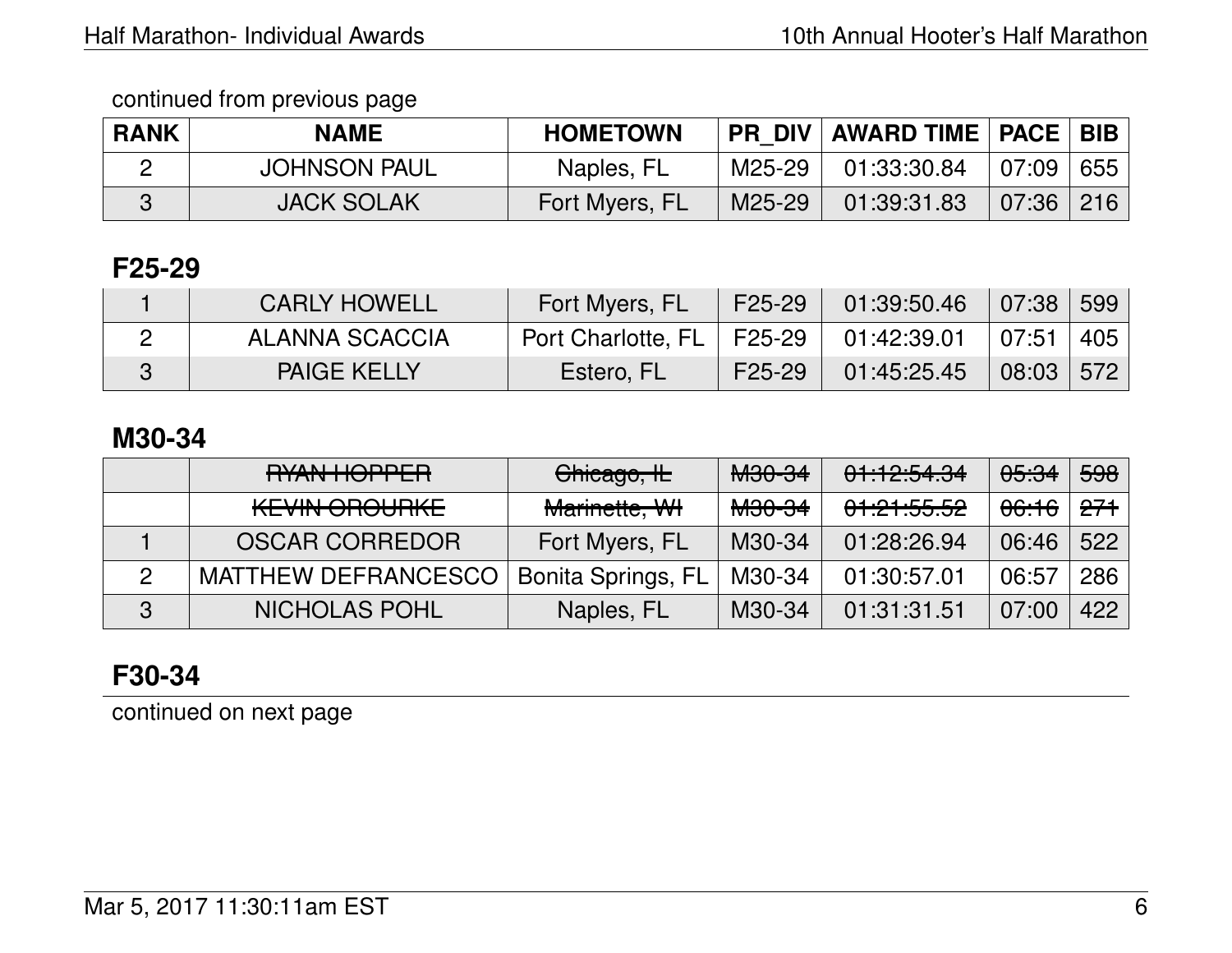continued from previous page

| RANK | NAME | HOMETOWN | PR_DIV | AWARD TIME | PACE | BIB |
|---|---|---|---|---|---|---|
| 2 | JOHNSON PAUL | Naples, FL | M25-29 | 01:33:30.84 | 07:09 | 655 |
| 3 | JACK SOLAK | Fort Myers, FL | M25-29 | 01:39:31.83 | 07:36 | 216 |

## F25-29

| RANK | NAME | HOMETOWN | PR_DIV | AWARD TIME | PACE | BIB |
|---|---|---|---|---|---|---|
| 1 | CARLY HOWELL | Fort Myers, FL | F25-29 | 01:39:50.46 | 07:38 | 599 |
| 2 | ALANNA SCACCIA | Port Charlotte, FL | F25-29 | 01:42:39.01 | 07:51 | 405 |
| 3 | PAIGE KELLY | Estero, FL | F25-29 | 01:45:25.45 | 08:03 | 572 |

## M30-34

| RANK | NAME | HOMETOWN | PR_DIV | AWARD TIME | PACE | BIB |
|---|---|---|---|---|---|---|
| | ~~RYAN HOPPER~~ | ~~Chicago, IL~~ | ~~M30-34~~ | ~~01:12:54.34~~ | ~~05:34~~ | ~~598~~ |
| | ~~KEVIN OROURKE~~ | ~~Marinette, WI~~ | ~~M30-34~~ | ~~01:21:55.52~~ | ~~06:16~~ | ~~271~~ |
| 1 | OSCAR CORREDOR | Fort Myers, FL | M30-34 | 01:28:26.94 | 06:46 | 522 |
| 2 | MATTHEW DEFRANCESCO | Bonita Springs, FL | M30-34 | 01:30:57.01 | 06:57 | 286 |
| 3 | NICHOLAS POHL | Naples, FL | M30-34 | 01:31:31.51 | 07:00 | 422 |

## F30-34

continued on next page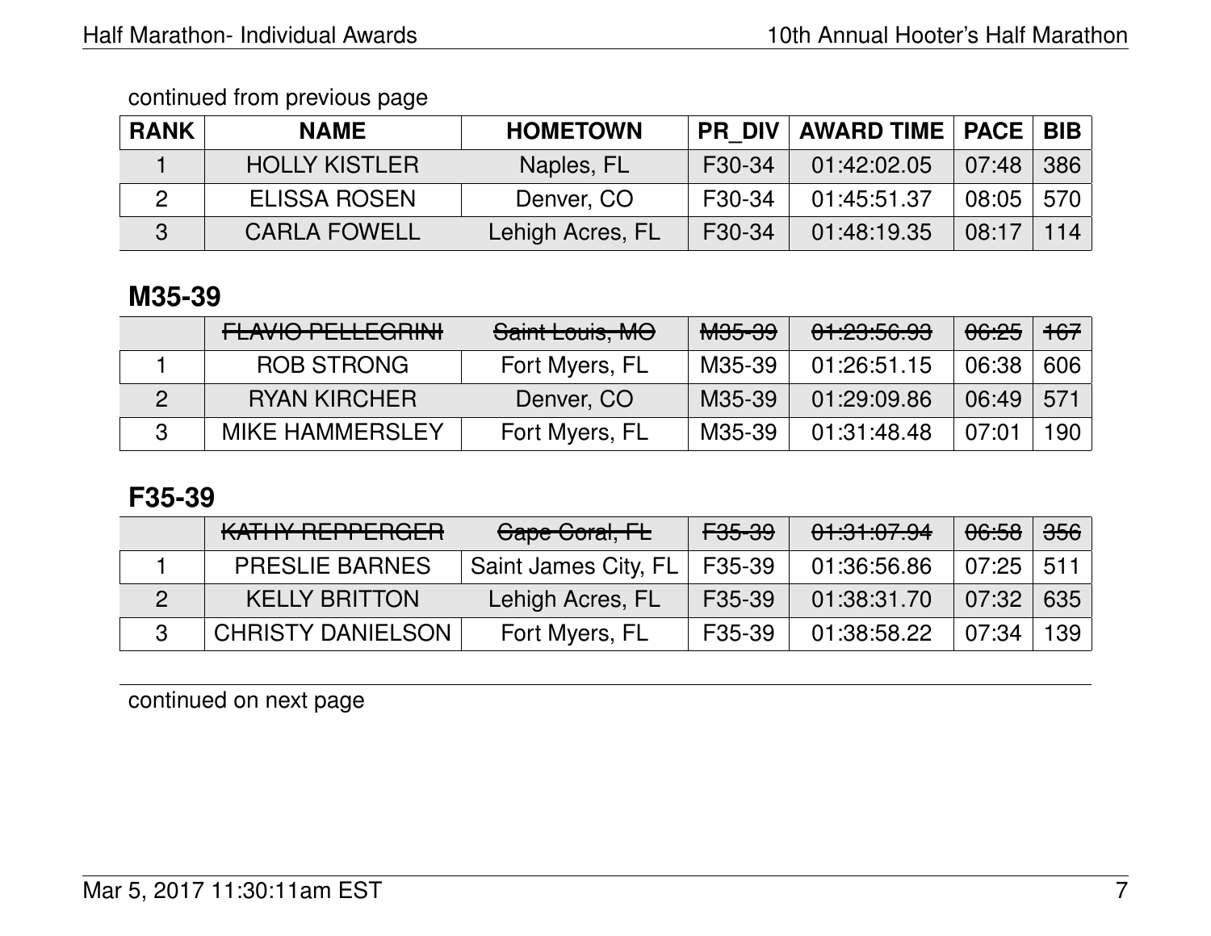continued from previous page

| RANK | NAME | HOMETOWN | PR_DIV | AWARD TIME | PACE | BIB |
|---|---|---|---|---|---|---|
| 1 | HOLLY KISTLER | Naples, FL | F30-34 | 01:42:02.05 | 07:48 | 386 |
| 2 | ELISSA ROSEN | Denver, CO | F30-34 | 01:45:51.37 | 08:05 | 570 |
| 3 | CARLA FOWELL | Lehigh Acres, FL | F30-34 | 01:48:19.35 | 08:17 | 114 |

## M35-39

| RANK | NAME | HOMETOWN | PR_DIV | AWARD TIME | PACE | BIB |
|---|---|---|---|---|---|---|
| | ~~FLAVIO PELLEGRINI~~ | ~~Saint Louis, MO~~ | ~~M35-39~~ | ~~01:23:56.93~~ | ~~06:25~~ | ~~167~~ |
| 1 | ROB STRONG | Fort Myers, FL | M35-39 | 01:26:51.15 | 06:38 | 606 |
| 2 | RYAN KIRCHER | Denver, CO | M35-39 | 01:29:09.86 | 06:49 | 571 |
| 3 | MIKE HAMMERSLEY | Fort Myers, FL | M35-39 | 01:31:48.48 | 07:01 | 190 |

## F35-39

| RANK | NAME | HOMETOWN | PR_DIV | AWARD TIME | PACE | BIB |
|---|---|---|---|---|---|---|
| | ~~KATHY REPPERGER~~ | ~~Cape Coral, FL~~ | ~~F35-39~~ | ~~01:31:07.94~~ | ~~06:58~~ | ~~356~~ |
| 1 | PRESLIE BARNES | Saint James City, FL | F35-39 | 01:36:56.86 | 07:25 | 511 |
| 2 | KELLY BRITTON | Lehigh Acres, FL | F35-39 | 01:38:31.70 | 07:32 | 635 |
| 3 | CHRISTY DANIELSON | Fort Myers, FL | F35-39 | 01:38:58.22 | 07:34 | 139 |

continued on next page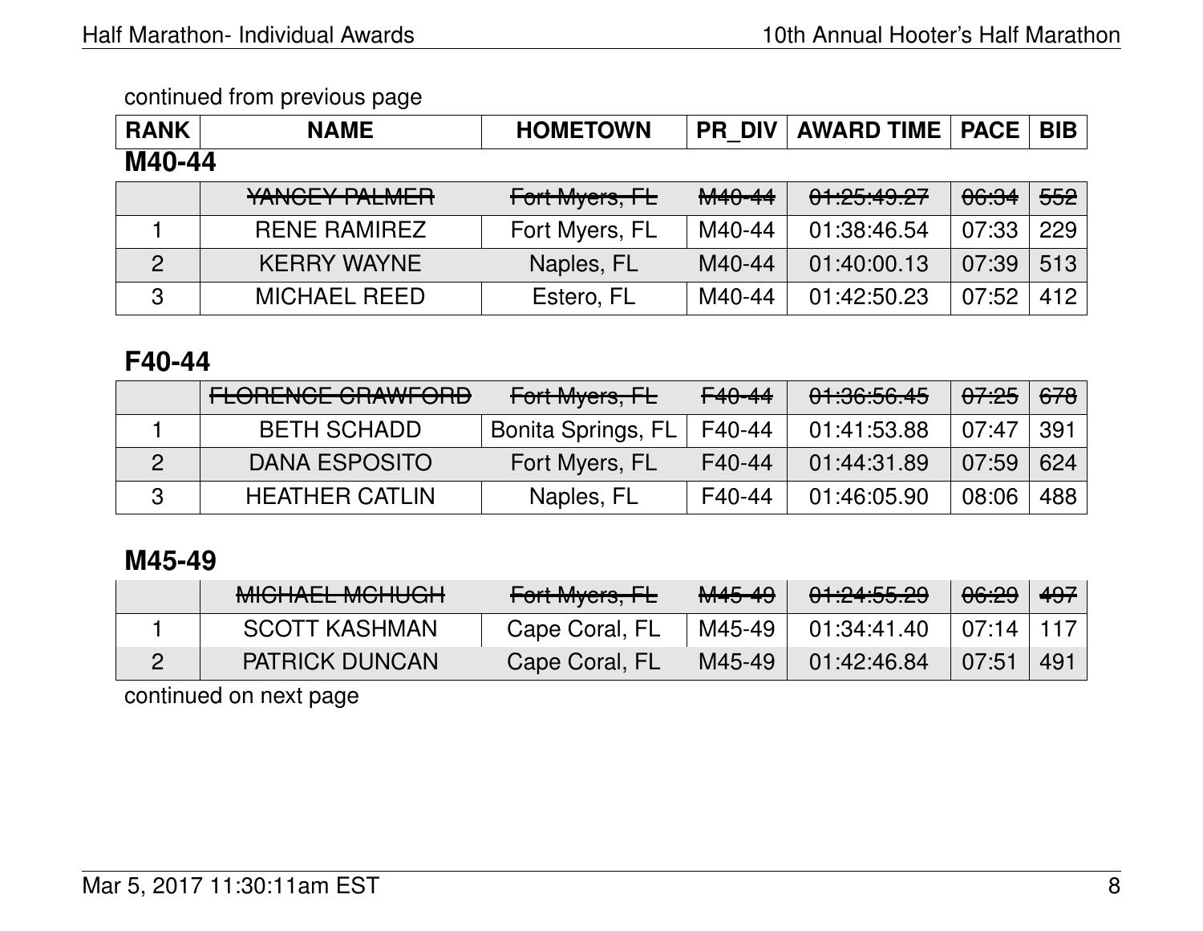continued from previous page

| RANK | NAME | HOMETOWN | PR_DIV | AWARD TIME | PACE | BIB |
|---|---|---|---|---|---|---|

## M40-44

| RANK | NAME | HOMETOWN | PR_DIV | AWARD TIME | PACE | BIB |
|---|---|---|---|---|---|---|
| | ~~YANCEY PALMER~~ | ~~Fort Myers, FL~~ | ~~M40-44~~ | ~~01:25:49.27~~ | ~~06:34~~ | ~~552~~ |
| 1 | RENE RAMIREZ | Fort Myers, FL | M40-44 | 01:38:46.54 | 07:33 | 229 |
| 2 | KERRY WAYNE | Naples, FL | M40-44 | 01:40:00.13 | 07:39 | 513 |
| 3 | MICHAEL REED | Estero, FL | M40-44 | 01:42:50.23 | 07:52 | 412 |

## F40-44

| RANK | NAME | HOMETOWN | PR_DIV | AWARD TIME | PACE | BIB |
|---|---|---|---|---|---|---|
| | ~~FLORENCE CRAWFORD~~ | ~~Fort Myers, FL~~ | ~~F40-44~~ | ~~01:36:56.45~~ | ~~07:25~~ | ~~678~~ |
| 1 | BETH SCHADD | Bonita Springs, FL | F40-44 | 01:41:53.88 | 07:47 | 391 |
| 2 | DANA ESPOSITO | Fort Myers, FL | F40-44 | 01:44:31.89 | 07:59 | 624 |
| 3 | HEATHER CATLIN | Naples, FL | F40-44 | 01:46:05.90 | 08:06 | 488 |

## M45-49

| RANK | NAME | HOMETOWN | PR_DIV | AWARD TIME | PACE | BIB |
|---|---|---|---|---|---|---|
| | ~~MICHAEL MCHUGH~~ | ~~Fort Myers, FL~~ | ~~M45-49~~ | ~~01:24:55.29~~ | ~~06:29~~ | ~~497~~ |
| 1 | SCOTT KASHMAN | Cape Coral, FL | M45-49 | 01:34:41.40 | 07:14 | 117 |
| 2 | PATRICK DUNCAN | Cape Coral, FL | M45-49 | 01:42:46.84 | 07:51 | 491 |

continued on next page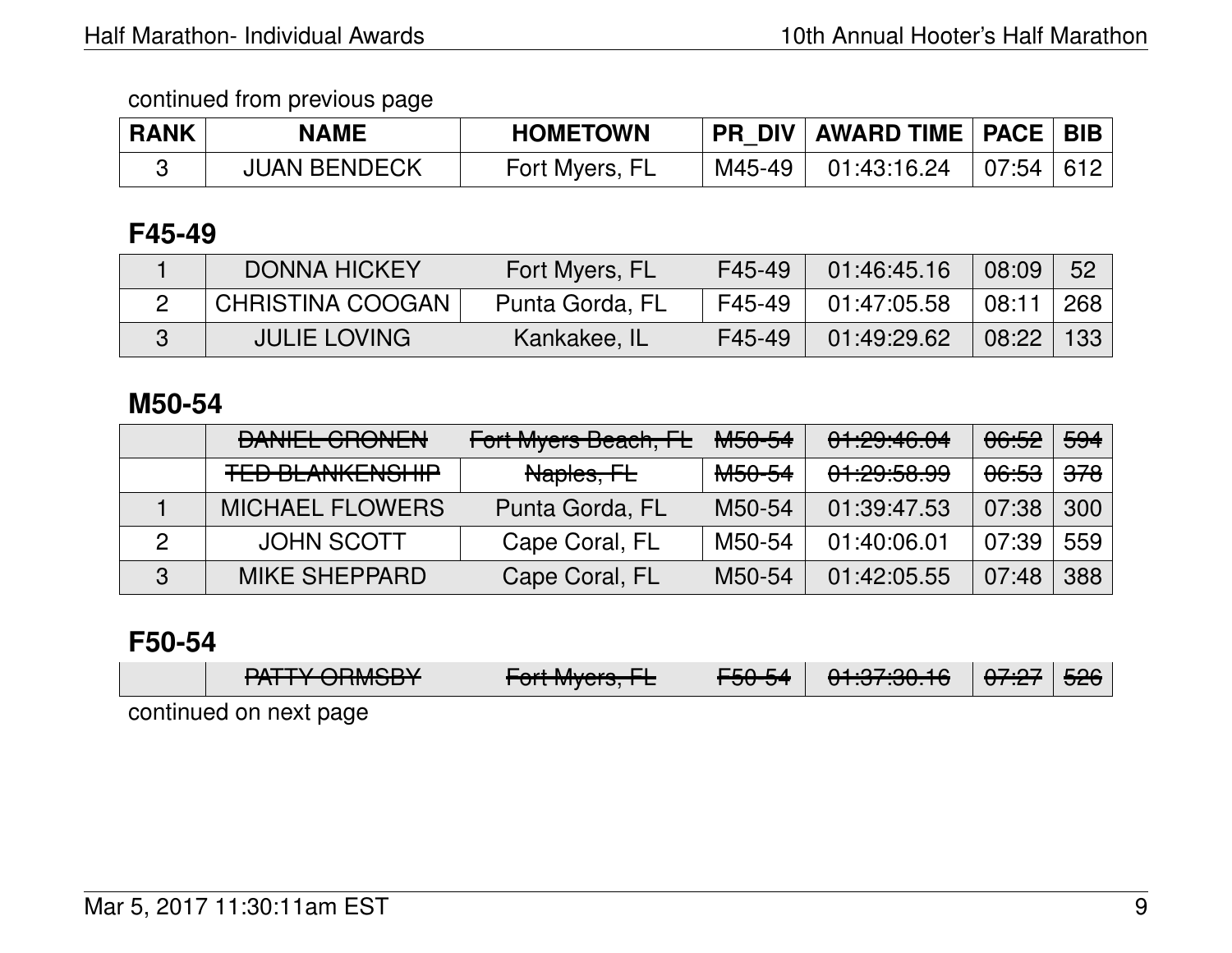continued from previous page

| RANK | NAME | HOMETOWN | PR_DIV | AWARD TIME | PACE | BIB |
|---|---|---|---|---|---|---|
| 3 | JUAN BENDECK | Fort Myers, FL | M45-49 | 01:43:16.24 | 07:54 | 612 |

## F45-49

| RANK | NAME | HOMETOWN | PR_DIV | AWARD TIME | PACE | BIB |
|---|---|---|---|---|---|---|
| 1 | DONNA HICKEY | Fort Myers, FL | F45-49 | 01:46:45.16 | 08:09 | 52 |
| 2 | CHRISTINA COOGAN | Punta Gorda, FL | F45-49 | 01:47:05.58 | 08:11 | 268 |
| 3 | JULIE LOVING | Kankakee, IL | F45-49 | 01:49:29.62 | 08:22 | 133 |

## M50-54

| RANK | NAME | HOMETOWN | PR_DIV | AWARD TIME | PACE | BIB |
|---|---|---|---|---|---|---|
| | ~~DANIEL CRONEN~~ | ~~Fort Myers Beach, FL~~ | ~~M50-54~~ | ~~01:29:46.04~~ | ~~06:52~~ | ~~594~~ |
| | ~~TED BLANKENSHIP~~ | ~~Naples, FL~~ | ~~M50-54~~ | ~~01:29:58.99~~ | ~~06:53~~ | ~~378~~ |
| 1 | MICHAEL FLOWERS | Punta Gorda, FL | M50-54 | 01:39:47.53 | 07:38 | 300 |
| 2 | JOHN SCOTT | Cape Coral, FL | M50-54 | 01:40:06.01 | 07:39 | 559 |
| 3 | MIKE SHEPPARD | Cape Coral, FL | M50-54 | 01:42:05.55 | 07:48 | 388 |

## F50-54

| RANK | NAME | HOMETOWN | PR_DIV | AWARD TIME | PACE | BIB |
|---|---|---|---|---|---|---|
| | ~~PATTY ORMSBY~~ | ~~Fort Myers, FL~~ | ~~F50-54~~ | ~~01:37:30.16~~ | ~~07:27~~ | ~~526~~ |

continued on next page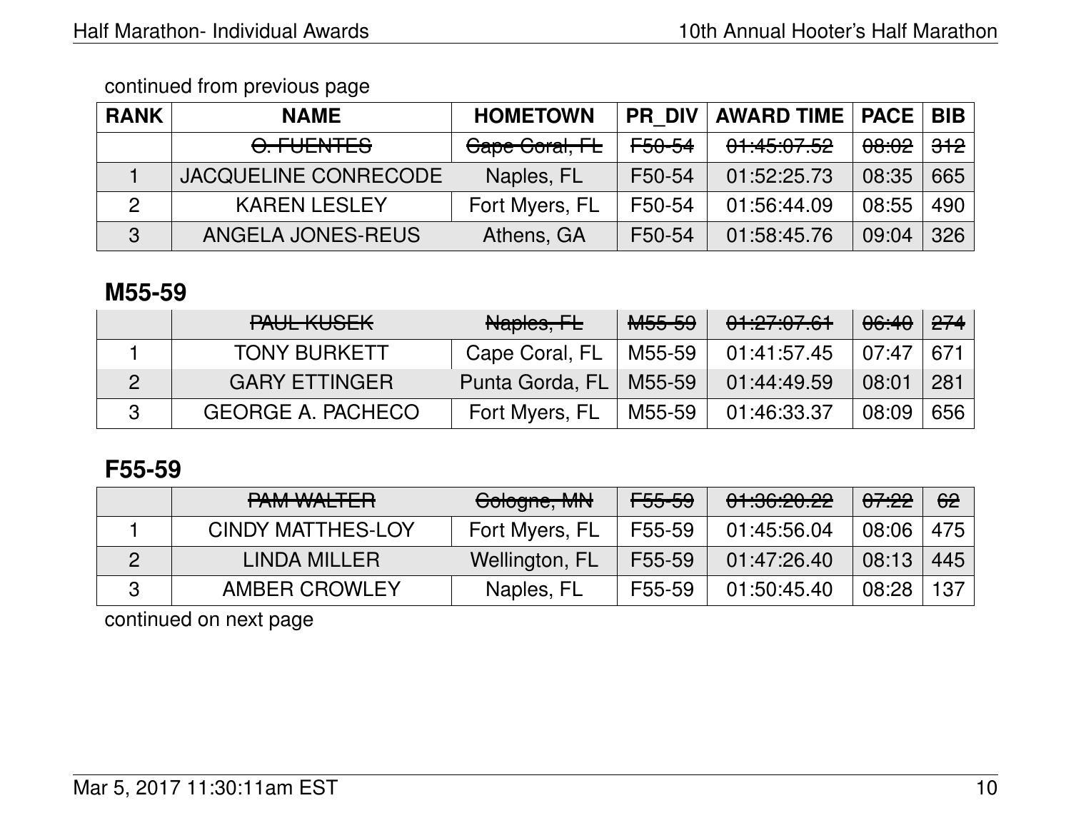continued from previous page

| RANK | NAME | HOMETOWN | PR_DIV | AWARD TIME | PACE | BIB |
|---|---|---|---|---|---|---|
| | ~~O. FUENTES~~ | ~~Cape Coral, FL~~ | ~~F50-54~~ | ~~01:45:07.52~~ | ~~08:02~~ | ~~312~~ |
| 1 | JACQUELINE CONRECODE | Naples, FL | F50-54 | 01:52:25.73 | 08:35 | 665 |
| 2 | KAREN LESLEY | Fort Myers, FL | F50-54 | 01:56:44.09 | 08:55 | 490 |
| 3 | ANGELA JONES-REUS | Athens, GA | F50-54 | 01:58:45.76 | 09:04 | 326 |

## M55-59

| RANK | NAME | HOMETOWN | PR_DIV | AWARD TIME | PACE | BIB |
|---|---|---|---|---|---|---|
| | ~~PAUL KUSEK~~ | ~~Naples, FL~~ | ~~M55-59~~ | ~~01:27:07.61~~ | ~~06:40~~ | ~~274~~ |
| 1 | TONY BURKETT | Cape Coral, FL | M55-59 | 01:41:57.45 | 07:47 | 671 |
| 2 | GARY ETTINGER | Punta Gorda, FL | M55-59 | 01:44:49.59 | 08:01 | 281 |
| 3 | GEORGE A. PACHECO | Fort Myers, FL | M55-59 | 01:46:33.37 | 08:09 | 656 |

## F55-59

| RANK | NAME | HOMETOWN | PR_DIV | AWARD TIME | PACE | BIB |
|---|---|---|---|---|---|---|
| | ~~PAM WALTER~~ | ~~Cologne, MN~~ | ~~F55-59~~ | ~~01:36:20.22~~ | ~~07:22~~ | ~~62~~ |
| 1 | CINDY MATTHES-LOY | Fort Myers, FL | F55-59 | 01:45:56.04 | 08:06 | 475 |
| 2 | LINDA MILLER | Wellington, FL | F55-59 | 01:47:26.40 | 08:13 | 445 |
| 3 | AMBER CROWLEY | Naples, FL | F55-59 | 01:50:45.40 | 08:28 | 137 |

continued on next page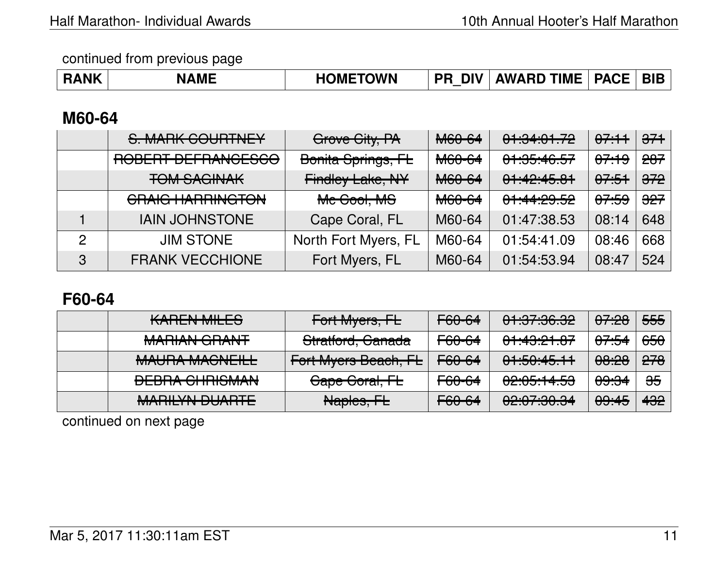continued from previous page

## M60-64

| RANK | NAME | HOMETOWN | PR_DIV | AWARD TIME | PACE | BIB |
|---|---|---|---|---|---|---|
| | ~~S. MARK COURTNEY~~ | ~~Grove City, PA~~ | ~~M60-64~~ | ~~01:34:01.72~~ | ~~07:11~~ | ~~371~~ |
| | ~~ROBERT DEFRANCESCO~~ | ~~Bonita Springs, FL~~ | ~~M60-64~~ | ~~01:35:46.57~~ | ~~07:19~~ | ~~287~~ |
| | ~~TOM SAGINAK~~ | ~~Findley Lake, NY~~ | ~~M60-64~~ | ~~01:42:45.81~~ | ~~07:51~~ | ~~372~~ |
| | ~~CRAIG HARRINGTON~~ | ~~Mc Cool, MS~~ | ~~M60-64~~ | ~~01:44:29.52~~ | ~~07:59~~ | ~~327~~ |
| 1 | IAIN JOHNSTONE | Cape Coral, FL | M60-64 | 01:47:38.53 | 08:14 | 648 |
| 2 | JIM STONE | North Fort Myers, FL | M60-64 | 01:54:41.09 | 08:46 | 668 |
| 3 | FRANK VECCHIONE | Fort Myers, FL | M60-64 | 01:54:53.94 | 08:47 | 524 |

## F60-64

| RANK | NAME | HOMETOWN | PR_DIV | AWARD TIME | PACE | BIB |
|---|---|---|---|---|---|---|
| | ~~KAREN MILES~~ | ~~Fort Myers, FL~~ | ~~F60-64~~ | ~~01:37:36.32~~ | ~~07:28~~ | ~~555~~ |
| | ~~MARIAN GRANT~~ | ~~Stratford, Canada~~ | ~~F60-64~~ | ~~01:43:21.87~~ | ~~07:54~~ | ~~650~~ |
| | ~~MAURA MACNEILL~~ | ~~Fort Myers Beach, FL~~ | ~~F60-64~~ | ~~01:50:45.11~~ | ~~08:28~~ | ~~278~~ |
| | ~~DEBRA CHRISMAN~~ | ~~Cape Coral, FL~~ | ~~F60-64~~ | ~~02:05:14.53~~ | ~~09:34~~ | ~~35~~ |
| | ~~MARILYN DUARTE~~ | ~~Naples, FL~~ | ~~F60-64~~ | ~~02:07:30.34~~ | ~~09:45~~ | ~~432~~ |

continued on next page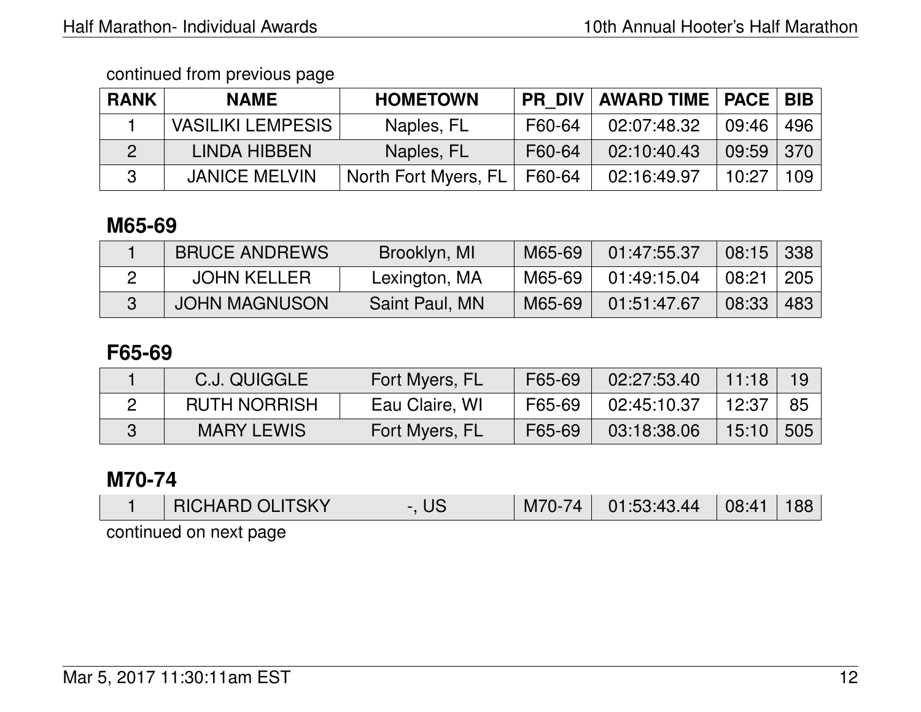continued from previous page

| RANK | NAME | HOMETOWN | PR_DIV | AWARD TIME | PACE | BIB |
|---|---|---|---|---|---|---|
| 1 | VASILIKI LEMPESIS | Naples, FL | F60-64 | 02:07:48.32 | 09:46 | 496 |
| 2 | LINDA HIBBEN | Naples, FL | F60-64 | 02:10:40.43 | 09:59 | 370 |
| 3 | JANICE MELVIN | North Fort Myers, FL | F60-64 | 02:16:49.97 | 10:27 | 109 |

## M65-69

| RANK | NAME | HOMETOWN | PR_DIV | AWARD TIME | PACE | BIB |
|---|---|---|---|---|---|---|
| 1 | BRUCE ANDREWS | Brooklyn, MI | M65-69 | 01:47:55.37 | 08:15 | 338 |
| 2 | JOHN KELLER | Lexington, MA | M65-69 | 01:49:15.04 | 08:21 | 205 |
| 3 | JOHN MAGNUSON | Saint Paul, MN | M65-69 | 01:51:47.67 | 08:33 | 483 |

## F65-69

| RANK | NAME | HOMETOWN | PR_DIV | AWARD TIME | PACE | BIB |
|---|---|---|---|---|---|---|
| 1 | C.J. QUIGGLE | Fort Myers, FL | F65-69 | 02:27:53.40 | 11:18 | 19 |
| 2 | RUTH NORRISH | Eau Claire, WI | F65-69 | 02:45:10.37 | 12:37 | 85 |
| 3 | MARY LEWIS | Fort Myers, FL | F65-69 | 03:18:38.06 | 15:10 | 505 |

## M70-74

| RANK | NAME | HOMETOWN | PR_DIV | AWARD TIME | PACE | BIB |
|---|---|---|---|---|---|---|
| 1 | RICHARD OLITSKY | -, US | M70-74 | 01:53:43.44 | 08:41 | 188 |

continued on next page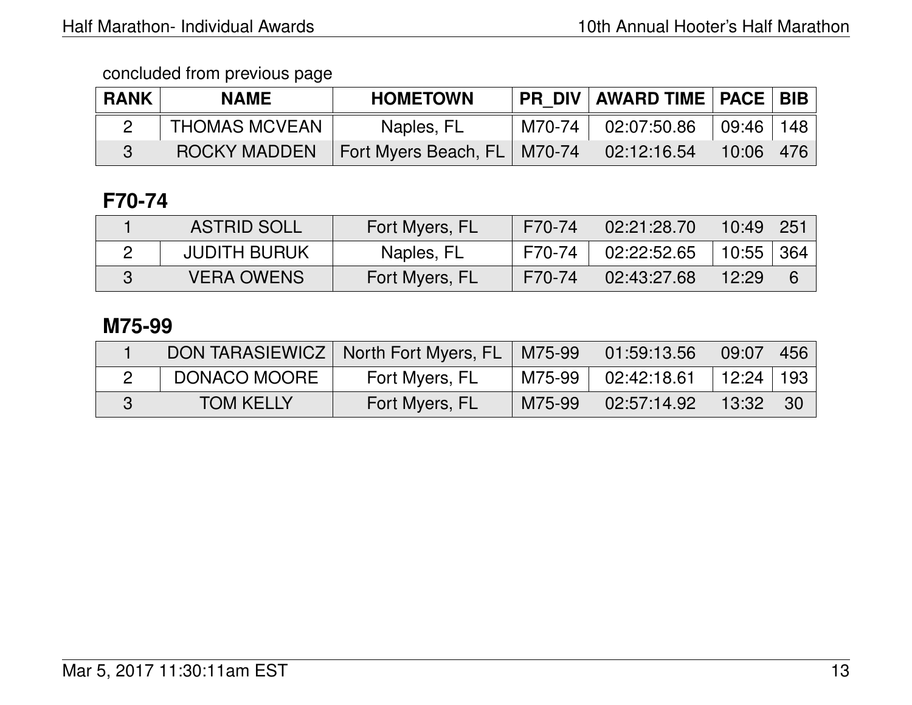concluded from previous page

| RANK | NAME | HOMETOWN | PR_DIV | AWARD TIME | PACE | BIB |
|---|---|---|---|---|---|---|
| 2 | THOMAS MCVEAN | Naples, FL | M70-74 | 02:07:50.86 | 09:46 | 148 |
| 3 | ROCKY MADDEN | Fort Myers Beach, FL | M70-74 | 02:12:16.54 | 10:06 | 476 |

## F70-74

| | | | | | | |
|---|---|---|---|---|---|---|
| 1 | ASTRID SOLL | Fort Myers, FL | F70-74 | 02:21:28.70 | 10:49 | 251 |
| 2 | JUDITH BURUK | Naples, FL | F70-74 | 02:22:52.65 | 10:55 | 364 |
| 3 | VERA OWENS | Fort Myers, FL | F70-74 | 02:43:27.68 | 12:29 | 6 |

## M75-99

| | | | | | | |
|---|---|---|---|---|---|---|
| 1 | DON TARASIEWICZ | North Fort Myers, FL | M75-99 | 01:59:13.56 | 09:07 | 456 |
| 2 | DONACO MOORE | Fort Myers, FL | M75-99 | 02:42:18.61 | 12:24 | 193 |
| 3 | TOM KELLY | Fort Myers, FL | M75-99 | 02:57:14.92 | 13:32 | 30 |